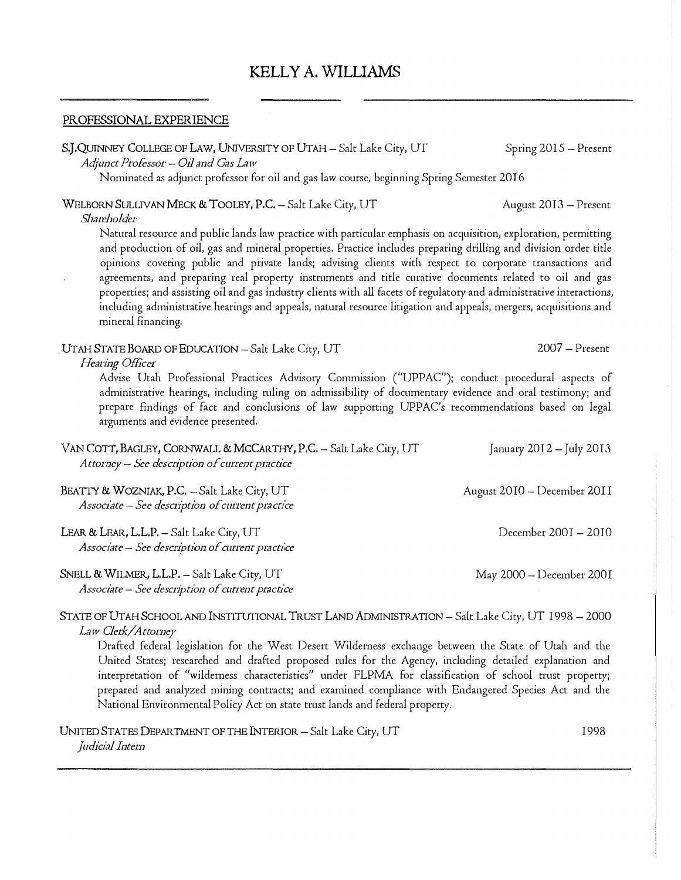# KELLY A. WILLIAMS

## PROFESSIONAL EXPERIENCE

**S.J.QUINNEY COLLEGE OF LAW, UNIVERSITY OF UTAH** – Salt Lake City, UT — Spring 2015 – Present
*Adjunct Professor – Oil and Gas Law*

Nominated as adjunct professor for oil and gas law course, beginning Spring Semester 2016

**WELBORN SULLIVAN MECK & TOOLEY, P.C.** – Salt Lake City, UT — August 2013 – Present
*Shareholder*

Natural resource and public lands law practice with particular emphasis on acquisition, exploration, permitting and production of oil, gas and mineral properties. Practice includes preparing drilling and division order title opinions covering public and private lands; advising clients with respect to corporate transactions and agreements, and preparing real property instruments and title curative documents related to oil and gas properties; and assisting oil and gas industry clients with all facets of regulatory and administrative interactions, including administrative hearings and appeals, natural resource litigation and appeals, mergers, acquisitions and mineral financing.

**UTAH STATE BOARD OF EDUCATION** – Salt Lake City, UT — 2007 – Present
*Hearing Officer*

Advise Utah Professional Practices Advisory Commission ("UPPAC"); conduct procedural aspects of administrative hearings, including ruling on admissibility of documentary evidence and oral testimony; and prepare findings of fact and conclusions of law supporting UPPAC's recommendations based on legal arguments and evidence presented.

**VAN COTT, BAGLEY, CORNWALL & MCCARTHY, P.C.** – Salt Lake City, UT — January 2012 – July 2013
*Attorney – See description of current practice*

**BEATTY & WOZNIAK, P.C.** – Salt Lake City, UT — August 2010 – December 2011
*Associate – See description of current practice*

**LEAR & LEAR, L.L.P.** – Salt Lake City, UT — December 2001 – 2010
*Associate – See description of current practice*

**SNELL & WILMER, L.L.P.** – Salt Lake City, UT — May 2000 – December 2001
*Associate – See description of current practice*

**STATE OF UTAH SCHOOL AND INSTITUTIONAL TRUST LAND ADMINISTRATION** – Salt Lake City, UT — 1998 – 2000
*Law Clerk/Attorney*

Drafted federal legislation for the West Desert Wilderness exchange between the State of Utah and the United States; researched and drafted proposed rules for the Agency, including detailed explanation and interpretation of "wilderness characteristics" under FLPMA for classification of school trust property; prepared and analyzed mining contracts; and examined compliance with Endangered Species Act and the National Environmental Policy Act on state trust lands and federal property.

**UNITED STATES DEPARTMENT OF THE INTERIOR** – Salt Lake City, UT — 1998
*Judicial Intern*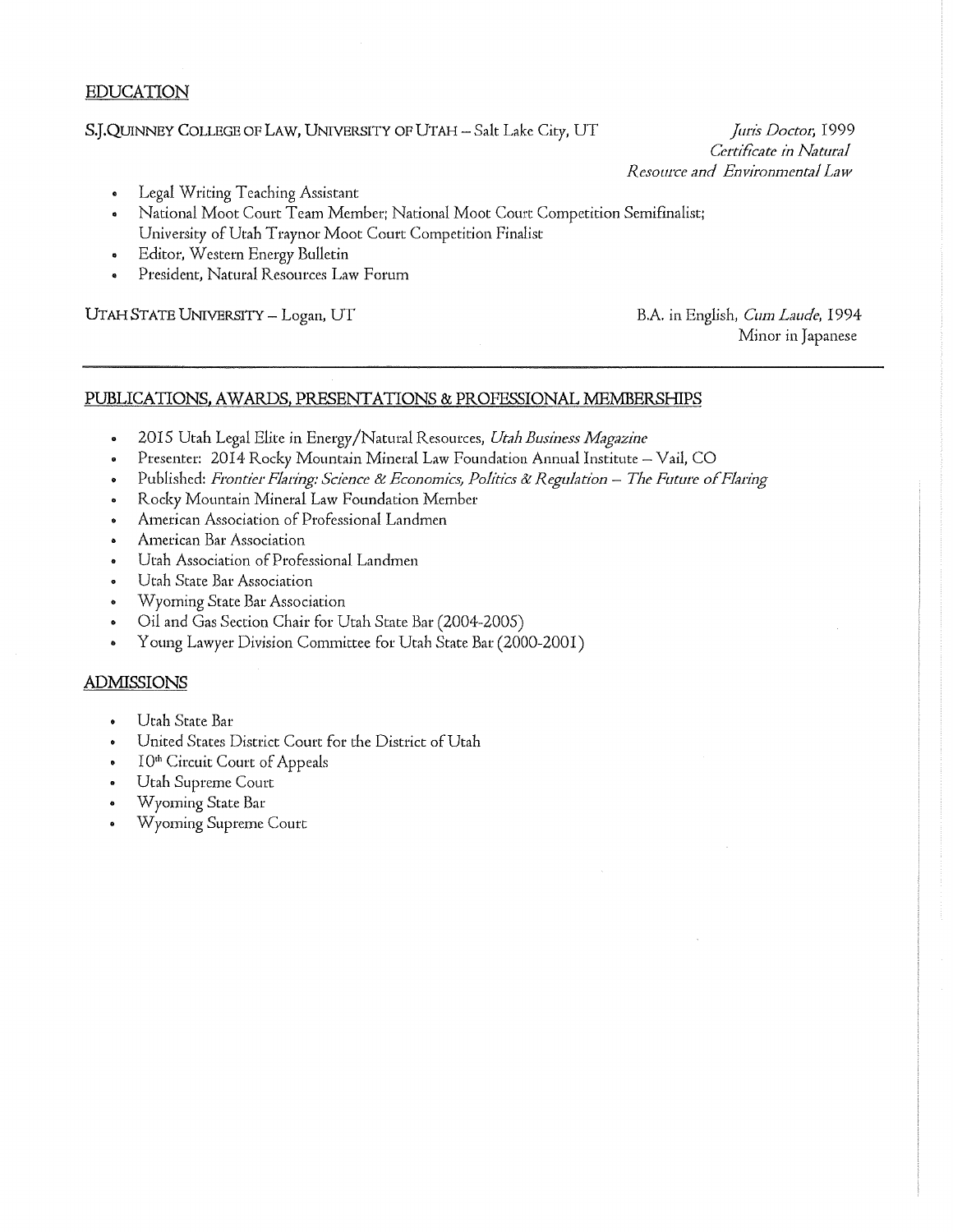## EDUCATION

S.J.QUINNEY COLLEGE OF LAW, UNIVERSITY OF UTAH – Salt Lake City, UT — *Juris Doctor*, 1999; *Certificate in Natural Resource and Environmental Law*

- Legal Writing Teaching Assistant
- National Moot Court Team Member; National Moot Court Competition Semifinalist; University of Utah Traynor Moot Court Competition Finalist
- Editor, Western Energy Bulletin
- President, Natural Resources Law Forum

UTAH STATE UNIVERSITY – Logan, UT — B.A. in English, *Cum Laude*, 1994; Minor in Japanese

---

## PUBLICATIONS, AWARDS, PRESENTATIONS & PROFESSIONAL MEMBERSHIPS

- 2015 Utah Legal Elite in Energy/Natural Resources, *Utah Business Magazine*
- Presenter: 2014 Rocky Mountain Mineral Law Foundation Annual Institute – Vail, CO
- Published: *Frontier Flaring: Science & Economics, Politics & Regulation – The Future of Flaring*
- Rocky Mountain Mineral Law Foundation Member
- American Association of Professional Landmen
- American Bar Association
- Utah Association of Professional Landmen
- Utah State Bar Association
- Wyoming State Bar Association
- Oil and Gas Section Chair for Utah State Bar (2004-2005)
- Young Lawyer Division Committee for Utah State Bar (2000-2001)

## ADMISSIONS

- Utah State Bar
- United States District Court for the District of Utah
- 10th Circuit Court of Appeals
- Utah Supreme Court
- Wyoming State Bar
- Wyoming Supreme Court